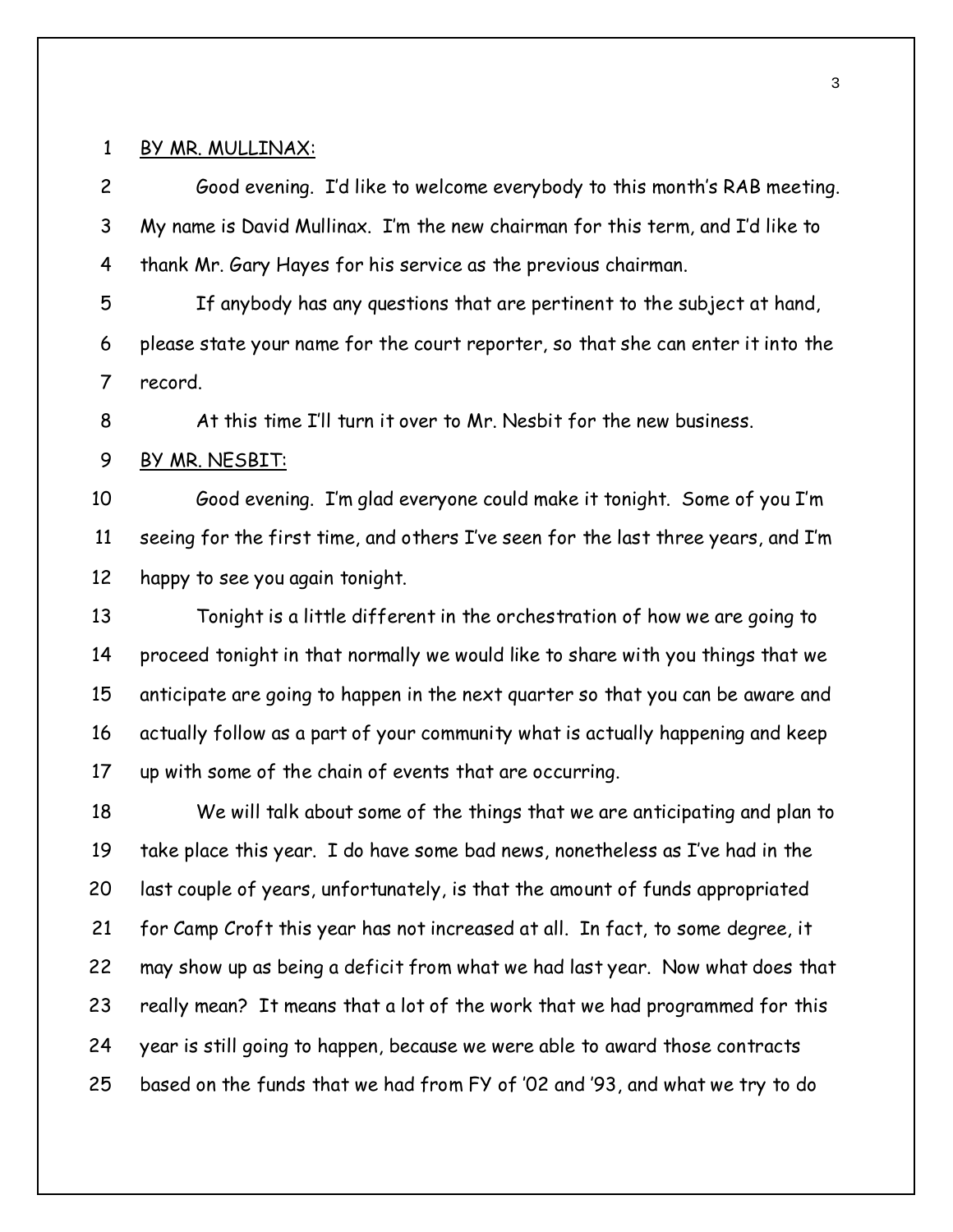BY MR. MULLINAX:

Good evening. I'd like to welcome everybody to this month's RAB meeting. My name is David Mullinax. I'm the new chairman for this term, and I'd like to thank Mr. Gary Hayes for his service as the previous chairman.

If anybody has any questions that are pertinent to the subject at hand, please state your name for the court reporter, so that she can enter it into the record.

At this time I'll turn it over to Mr. Nesbit for the new business.

BY MR. NESBIT:

Good evening. I'm glad everyone could make it tonight. Some of you I'm seeing for the first time, and others I've seen for the last three years, and I'm happy to see you again tonight.

Tonight is a little different in the orchestration of how we are going to proceed tonight in that normally we would like to share with you things that we anticipate are going to happen in the next quarter so that you can be aware and actually follow as a part of your community what is actually happening and keep up with some of the chain of events that are occurring.

We will talk about some of the things that we are anticipating and plan to take place this year. I do have some bad news, nonetheless as I've had in the last couple of years, unfortunately, is that the amount of funds appropriated for Camp Croft this year has not increased at all. In fact, to some degree, it may show up as being a deficit from what we had last year. Now what does that really mean? It means that a lot of the work that we had programmed for this year is still going to happen, because we were able to award those contracts based on the funds that we had from FY of '02 and '93, and what we try to do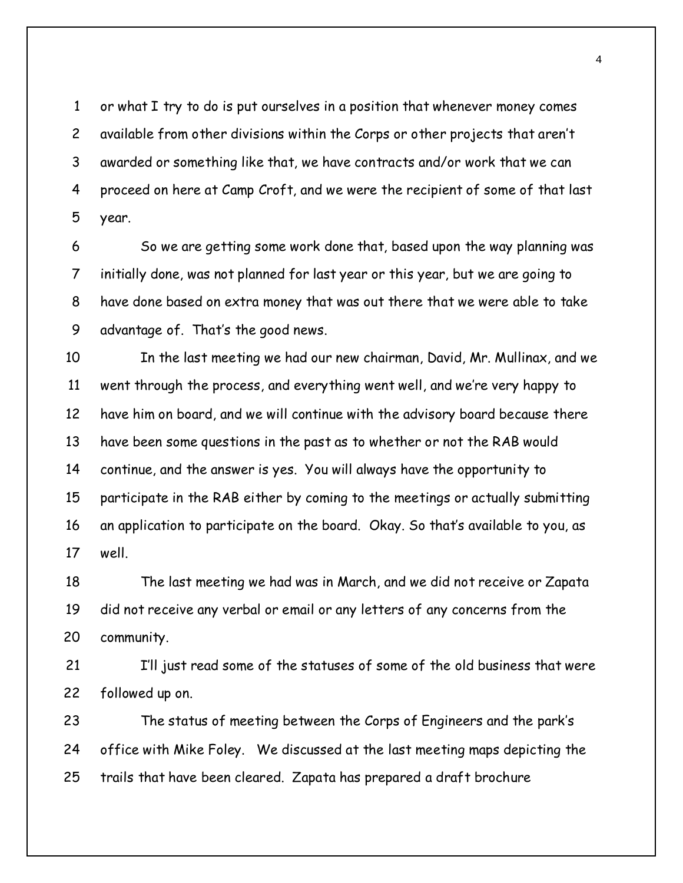or what I try to do is put ourselves in a position that whenever money comes available from other divisions within the Corps or other projects that aren't awarded or something like that, we have contracts and/or work that we can proceed on here at Camp Croft, and we were the recipient of some of that last year.

So we are getting some work done that, based upon the way planning was initially done, was not planned for last year or this year, but we are going to have done based on extra money that was out there that we were able to take advantage of. That's the good news.

In the last meeting we had our new chairman, David, Mr. Mullinax, and we went through the process, and everything went well, and we're very happy to have him on board, and we will continue with the advisory board because there have been some questions in the past as to whether or not the RAB would continue, and the answer is yes. You will always have the opportunity to participate in the RAB either by coming to the meetings or actually submitting an application to participate on the board. Okay. So that's available to you, as well.

The last meeting we had was in March, and we did not receive or Zapata did not receive any verbal or email or any letters of any concerns from the community.

I'll just read some of the statuses of some of the old business that were followed up on.

The status of meeting between the Corps of Engineers and the park's office with Mike Foley. We discussed at the last meeting maps depicting the trails that have been cleared. Zapata has prepared a draft brochure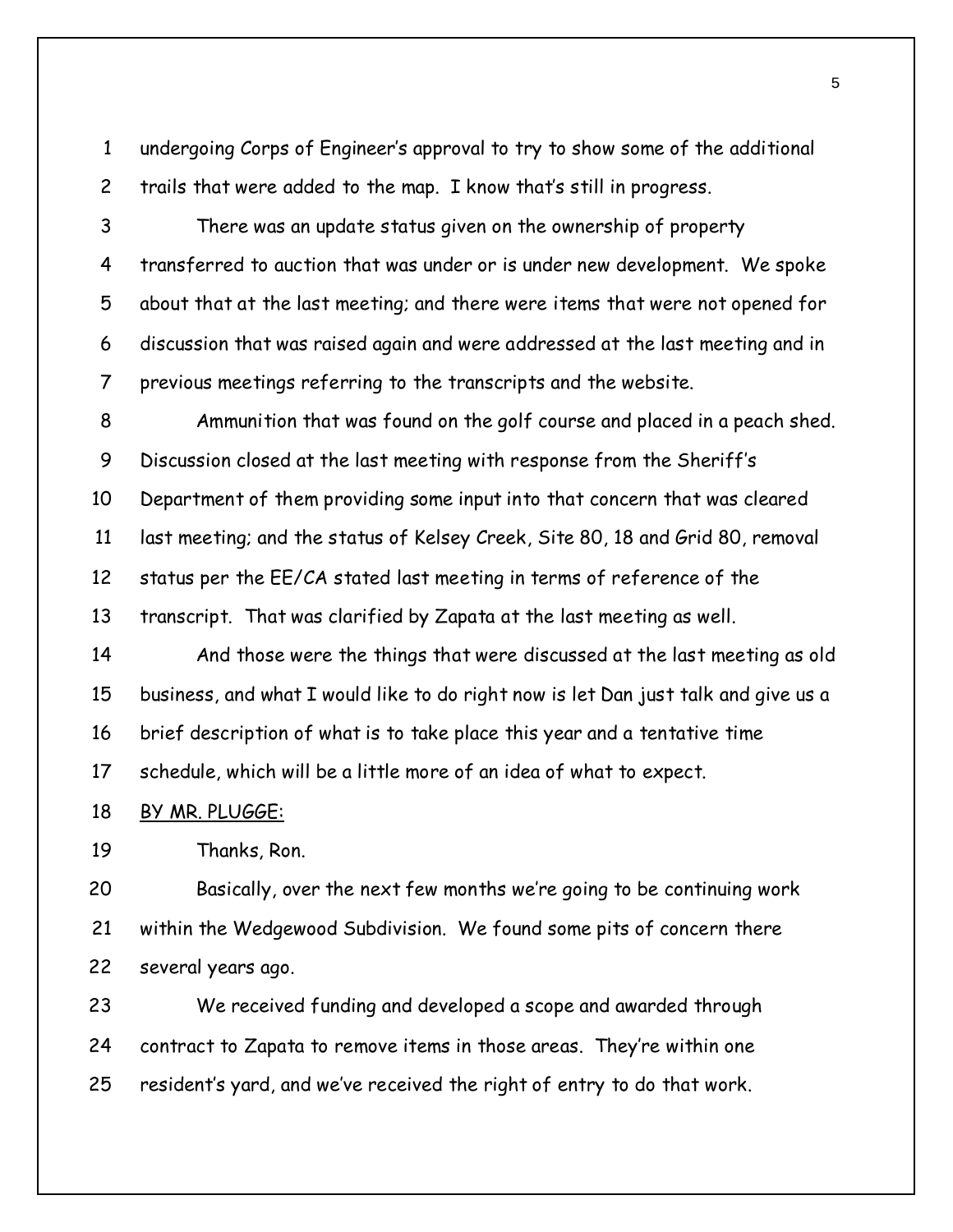undergoing Corps of Engineer's approval to try to show some of the additional trails that were added to the map. I know that's still in progress.

There was an update status given on the ownership of property transferred to auction that was under or is under new development. We spoke about that at the last meeting; and there were items that were not opened for discussion that was raised again and were addressed at the last meeting and in previous meetings referring to the transcripts and the website.

Ammunition that was found on the golf course and placed in a peach shed. Discussion closed at the last meeting with response from the Sheriff's Department of them providing some input into that concern that was cleared last meeting; and the status of Kelsey Creek, Site 80, 18 and Grid 80, removal status per the EE/CA stated last meeting in terms of reference of the transcript. That was clarified by Zapata at the last meeting as well.

And those were the things that were discussed at the last meeting as old business, and what I would like to do right now is let Dan just talk and give us a brief description of what is to take place this year and a tentative time schedule, which will be a little more of an idea of what to expect.

BY MR. PLUGGE:

Thanks, Ron.

Basically, over the next few months we're going to be continuing work within the Wedgewood Subdivision. We found some pits of concern there several years ago.

We received funding and developed a scope and awarded through contract to Zapata to remove items in those areas. They're within one resident's yard, and we've received the right of entry to do that work.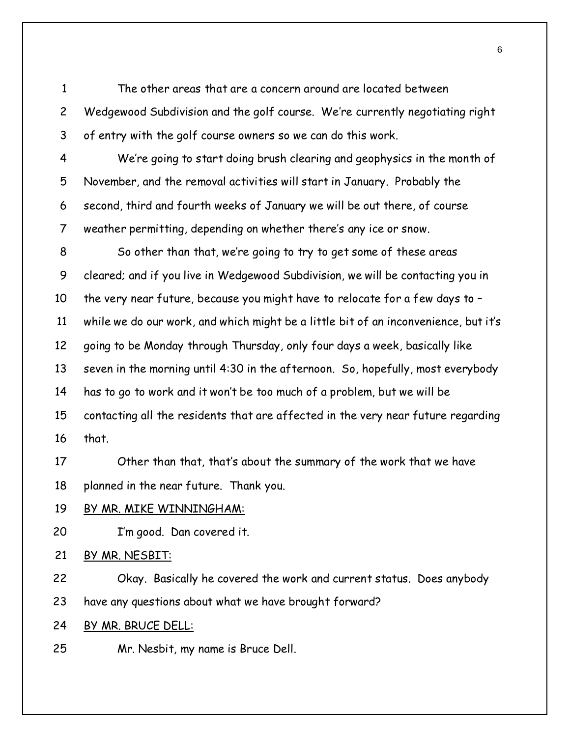The other areas that are a concern around are located between Wedgewood Subdivision and the golf course. We're currently negotiating right of entry with the golf course owners so we can do this work.

We're going to start doing brush clearing and geophysics in the month of November, and the removal activities will start in January. Probably the second, third and fourth weeks of January we will be out there, of course weather permitting, depending on whether there's any ice or snow.

So other than that, we're going to try to get some of these areas cleared; and if you live in Wedgewood Subdivision, we will be contacting you in the very near future, because you might have to relocate for a few days to – while we do our work, and which might be a little bit of an inconvenience, but it's going to be Monday through Thursday, only four days a week, basically like seven in the morning until 4:30 in the afternoon. So, hopefully, most everybody has to go to work and it won't be too much of a problem, but we will be contacting all the residents that are affected in the very near future regarding that.

Other than that, that's about the summary of the work that we have planned in the near future. Thank you.

BY MR. MIKE WINNINGHAM:

I'm good. Dan covered it.

BY MR. NESBIT:

Okay. Basically he covered the work and current status. Does anybody have any questions about what we have brought forward?

BY MR. BRUCE DELL:

Mr. Nesbit, my name is Bruce Dell.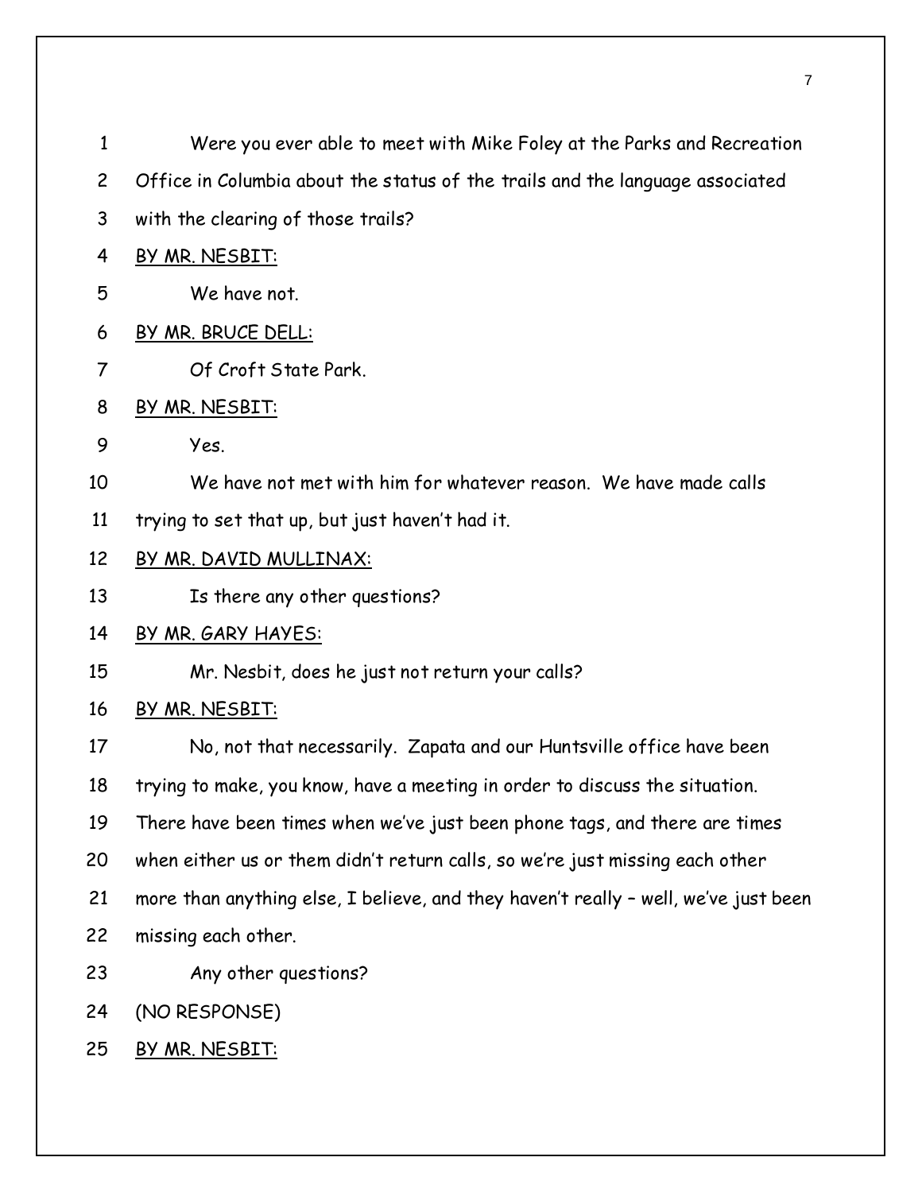1 Were you ever able to meet with Mike Foley at the Parks and Recreation

2 Office in Columbia about the status of the trails and the language associated

3 with the clearing of those trails?

4 BY MR. NESBIT:

5 We have not.

6 BY MR. BRUCE DELL:

7 Of Croft State Park.

8 BY MR. NESBIT:

9 Yes.

10 We have not met with him for whatever reason. We have made calls

11 trying to set that up, but just haven't had it.

12 BY MR. DAVID MULLINAX:

13 Is there any other questions?

14 BY MR. GARY HAYES:

15 Mr. Nesbit, does he just not return your calls?

16 BY MR. NESBIT:

17 No, not that necessarily. Zapata and our Huntsville office have been

18 trying to make, you know, have a meeting in order to discuss the situation.

19 There have been times when we've just been phone tags, and there are times

20 when either us or them didn't return calls, so we're just missing each other

21 more than anything else, I believe, and they haven't really – well, we've just been

22 missing each other.

23 Any other questions?

24 (NO RESPONSE)

25 BY MR. NESBIT: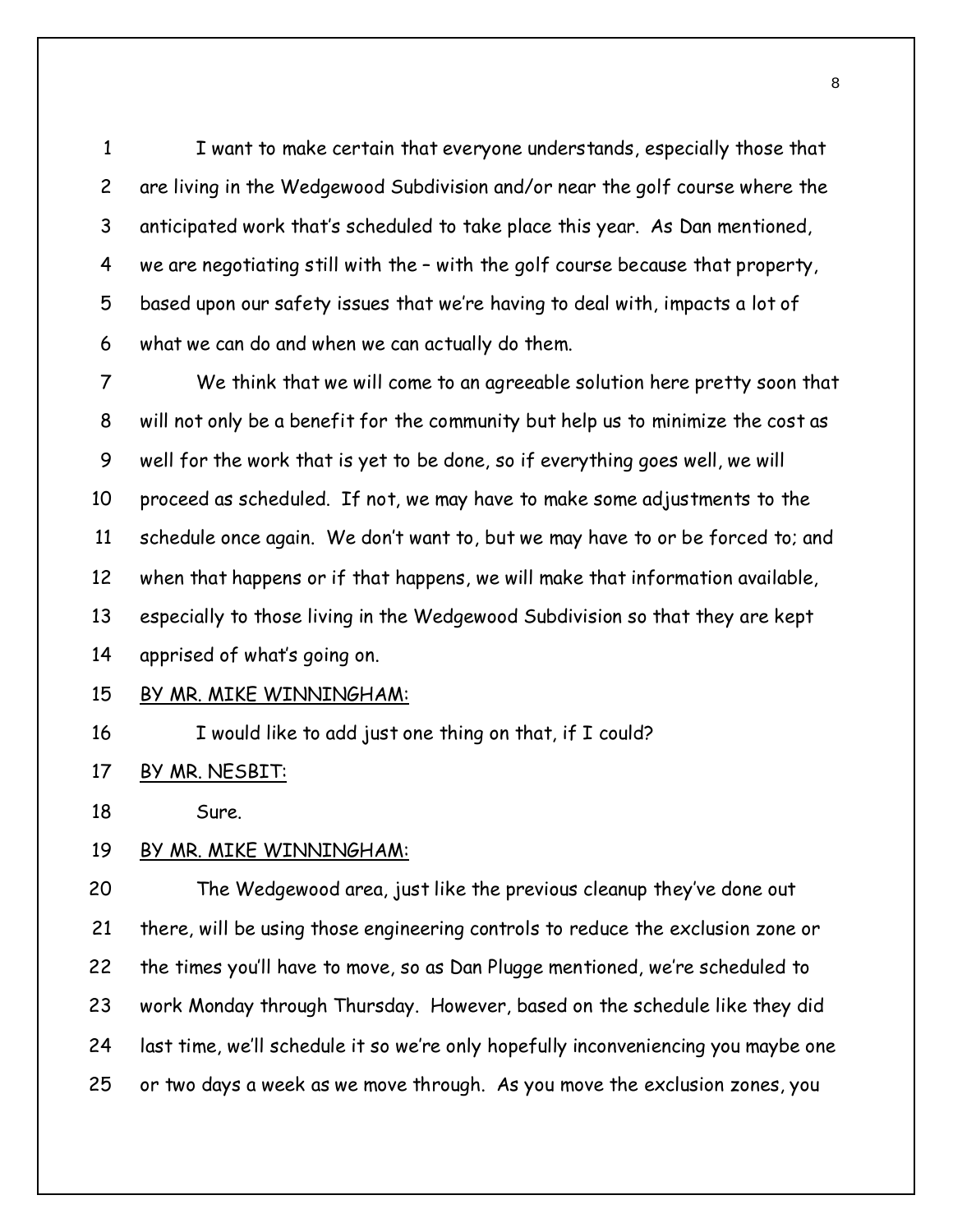I want to make certain that everyone understands, especially those that are living in the Wedgewood Subdivision and/or near the golf course where the anticipated work that's scheduled to take place this year. As Dan mentioned, we are negotiating still with the – with the golf course because that property, based upon our safety issues that we're having to deal with, impacts a lot of what we can do and when we can actually do them.

We think that we will come to an agreeable solution here pretty soon that will not only be a benefit for the community but help us to minimize the cost as well for the work that is yet to be done, so if everything goes well, we will proceed as scheduled. If not, we may have to make some adjustments to the schedule once again. We don't want to, but we may have to or be forced to; and when that happens or if that happens, we will make that information available, especially to those living in the Wedgewood Subdivision so that they are kept apprised of what's going on.

BY MR. MIKE WINNINGHAM:

I would like to add just one thing on that, if I could?

BY MR. NESBIT:

Sure.

BY MR. MIKE WINNINGHAM:

The Wedgewood area, just like the previous cleanup they've done out there, will be using those engineering controls to reduce the exclusion zone or the times you'll have to move, so as Dan Plugge mentioned, we're scheduled to work Monday through Thursday. However, based on the schedule like they did last time, we'll schedule it so we're only hopefully inconveniencing you maybe one or two days a week as we move through. As you move the exclusion zones, you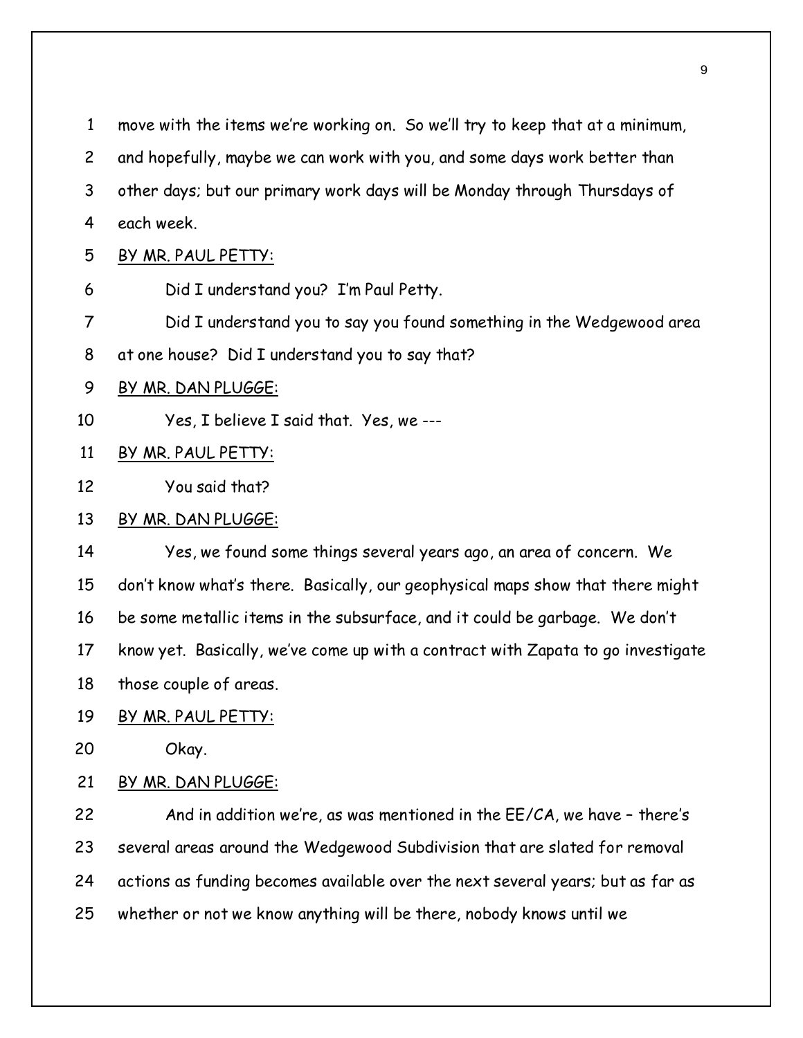move with the items we're working on. So we'll try to keep that at a minimum, and hopefully, maybe we can work with you, and some days work better than other days; but our primary work days will be Monday through Thursdays of each week.

BY MR. PAUL PETTY:

Did I understand you? I'm Paul Petty.

Did I understand you to say you found something in the Wedgewood area at one house? Did I understand you to say that?

BY MR. DAN PLUGGE:

Yes, I believe I said that. Yes, we ---

BY MR. PAUL PETTY:

You said that?

BY MR. DAN PLUGGE:

Yes, we found some things several years ago, an area of concern. We don't know what's there. Basically, our geophysical maps show that there might be some metallic items in the subsurface, and it could be garbage. We don't know yet. Basically, we've come up with a contract with Zapata to go investigate those couple of areas.

BY MR. PAUL PETTY:

Okay.

BY MR. DAN PLUGGE:

And in addition we're, as was mentioned in the EE/CA, we have – there's several areas around the Wedgewood Subdivision that are slated for removal actions as funding becomes available over the next several years; but as far as whether or not we know anything will be there, nobody knows until we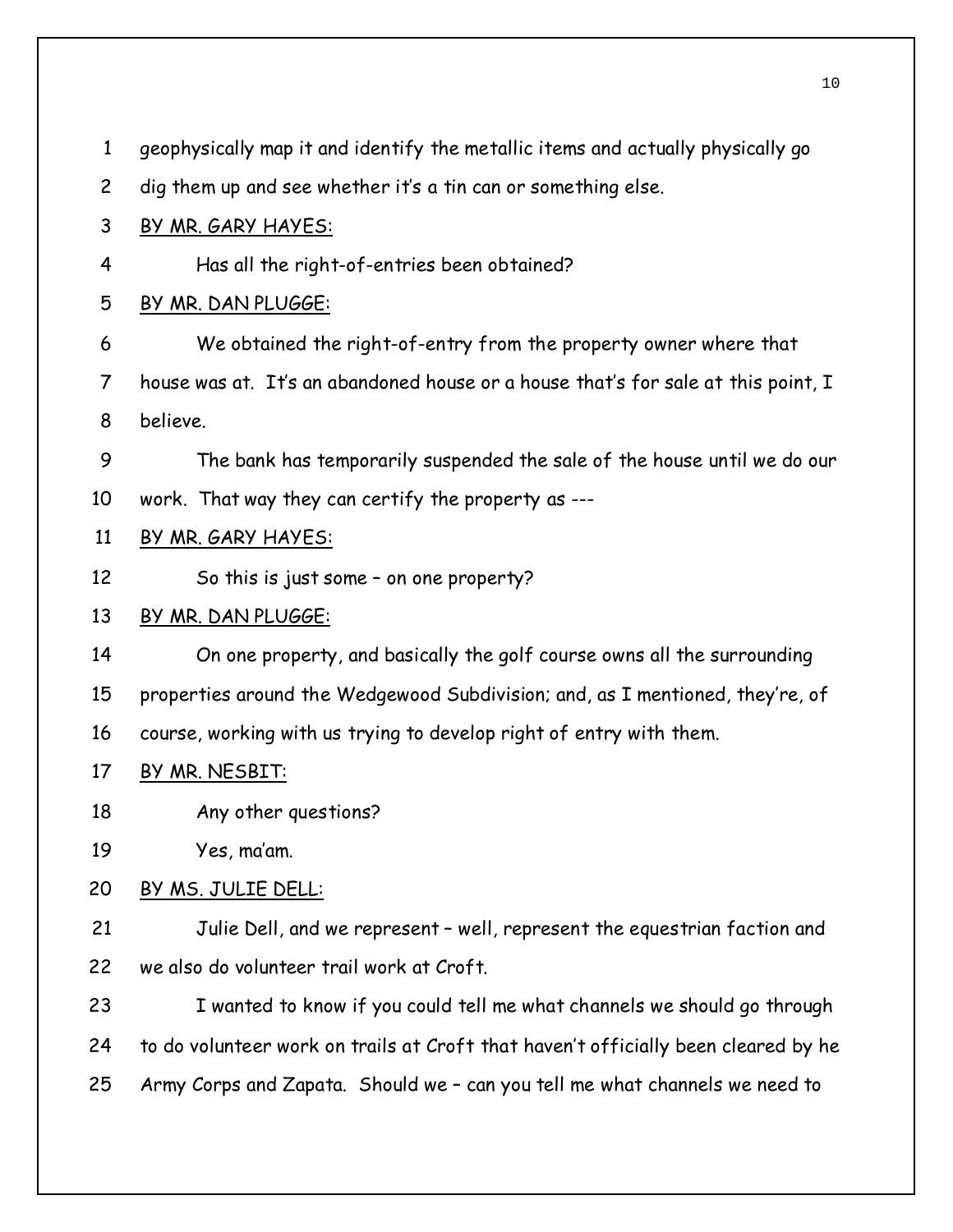geophysically map it and identify the metallic items and actually physically go dig them up and see whether it's a tin can or something else.

<u>BY MR. GARY HAYES:</u>

Has all the right-of-entries been obtained?

<u>BY MR. DAN PLUGGE:</u>

We obtained the right-of-entry from the property owner where that house was at. It's an abandoned house or a house that's for sale at this point, I believe.

The bank has temporarily suspended the sale of the house until we do our work. That way they can certify the property as ---

<u>BY MR. GARY HAYES:</u>

So this is just some – on one property?

<u>BY MR. DAN PLUGGE:</u>

On one property, and basically the golf course owns all the surrounding properties around the Wedgewood Subdivision; and, as I mentioned, they're, of course, working with us trying to develop right of entry with them.

<u>BY MR. NESBIT:</u>

Any other questions?

Yes, ma'am.

<u>BY MS. JULIE DELL:</u>

Julie Dell, and we represent – well, represent the equestrian faction and we also do volunteer trail work at Croft.

I wanted to know if you could tell me what channels we should go through to do volunteer work on trails at Croft that haven't officially been cleared by he Army Corps and Zapata. Should we – can you tell me what channels we need to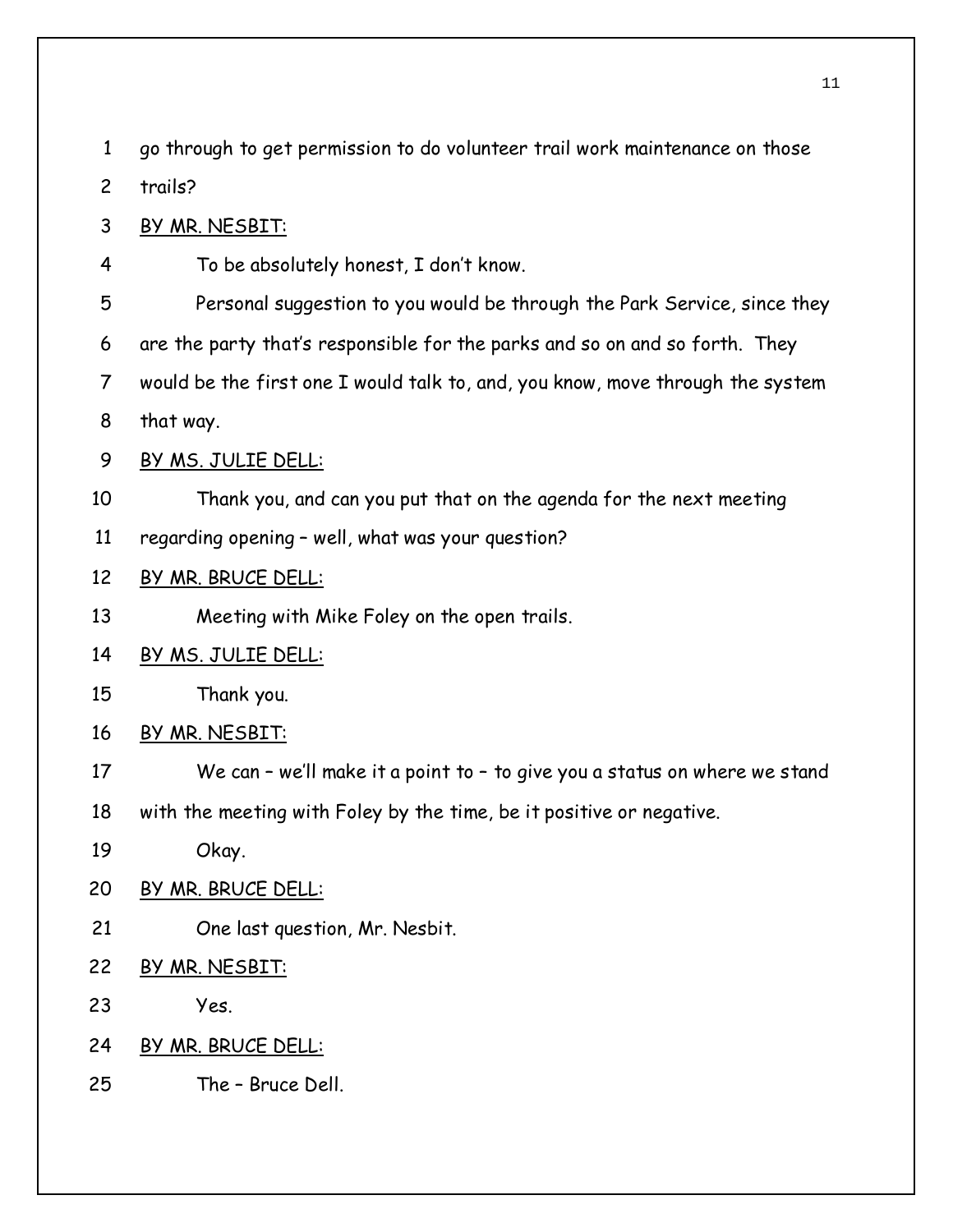go through to get permission to do volunteer trail work maintenance on those trails?

BY MR. NESBIT:

To be absolutely honest, I don't know.

Personal suggestion to you would be through the Park Service, since they are the party that's responsible for the parks and so on and so forth. They would be the first one I would talk to, and, you know, move through the system that way.

BY MS. JULIE DELL:

Thank you, and can you put that on the agenda for the next meeting regarding opening – well, what was your question?

BY MR. BRUCE DELL:

Meeting with Mike Foley on the open trails.

BY MS. JULIE DELL:

Thank you.

BY MR. NESBIT:

We can – we'll make it a point to – to give you a status on where we stand with the meeting with Foley by the time, be it positive or negative.

Okay.

BY MR. BRUCE DELL:

One last question, Mr. Nesbit.

BY MR. NESBIT:

Yes.

BY MR. BRUCE DELL:

The – Bruce Dell.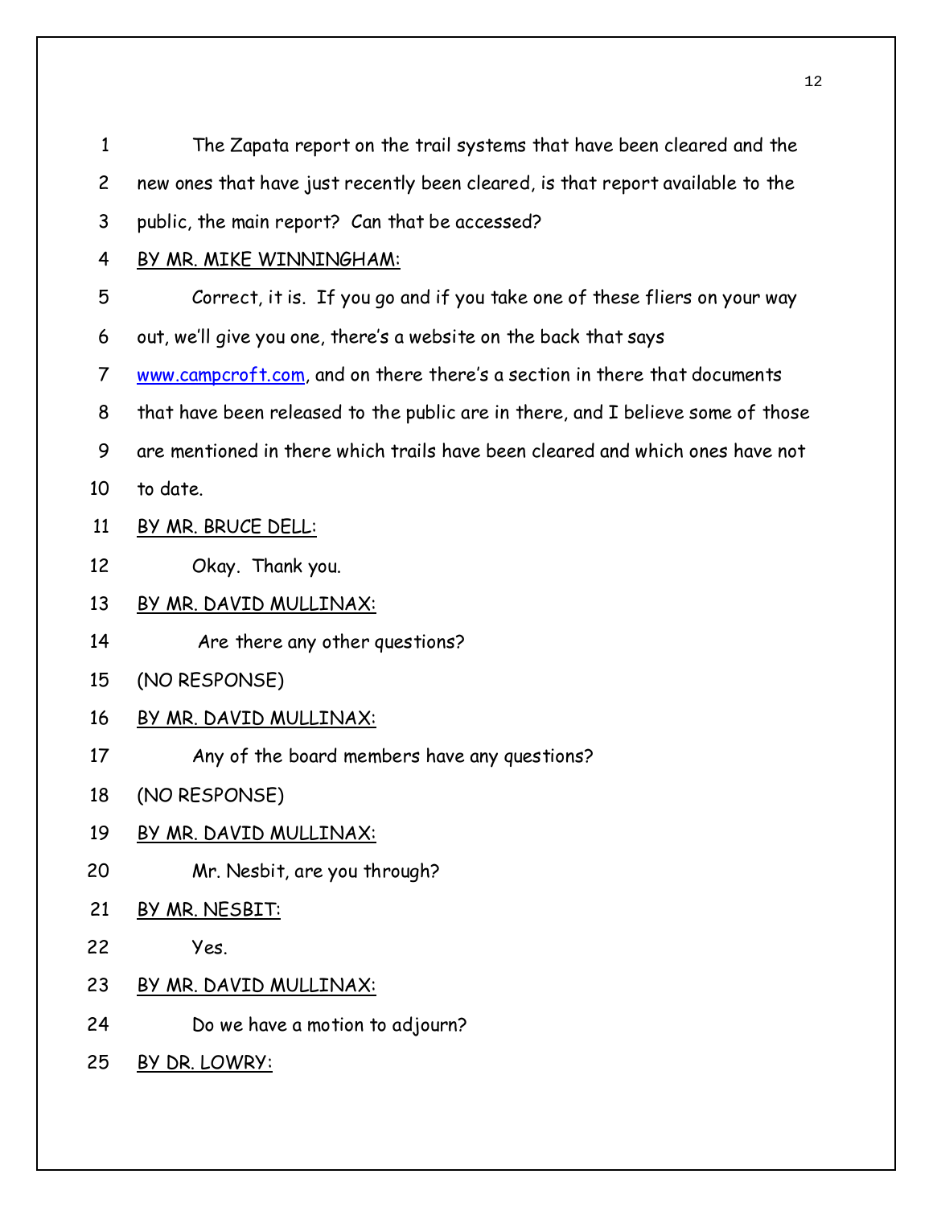1 The Zapata report on the trail systems that have been cleared and the

2 new ones that have just recently been cleared, is that report available to the

3 public, the main report? Can that be accessed?

4 BY MR. MIKE WINNINGHAM:

5 Correct, it is. If you go and if you take one of these fliers on your way

6 out, we'll give you one, there's a website on the back that says

7 www.campcroft.com, and on there there's a section in there that documents

8 that have been released to the public are in there, and I believe some of those

9 are mentioned in there which trails have been cleared and which ones have not

10 to date.

11 BY MR. BRUCE DELL:

12 Okay. Thank you.

13 BY MR. DAVID MULLINAX:

14 Are there any other questions?

15 (NO RESPONSE)

16 BY MR. DAVID MULLINAX:

17 Any of the board members have any questions?

18 (NO RESPONSE)

19 BY MR. DAVID MULLINAX:

20 Mr. Nesbit, are you through?

21 BY MR. NESBIT:

22 Yes.

23 BY MR. DAVID MULLINAX:

24 Do we have a motion to adjourn?

25 BY DR. LOWRY: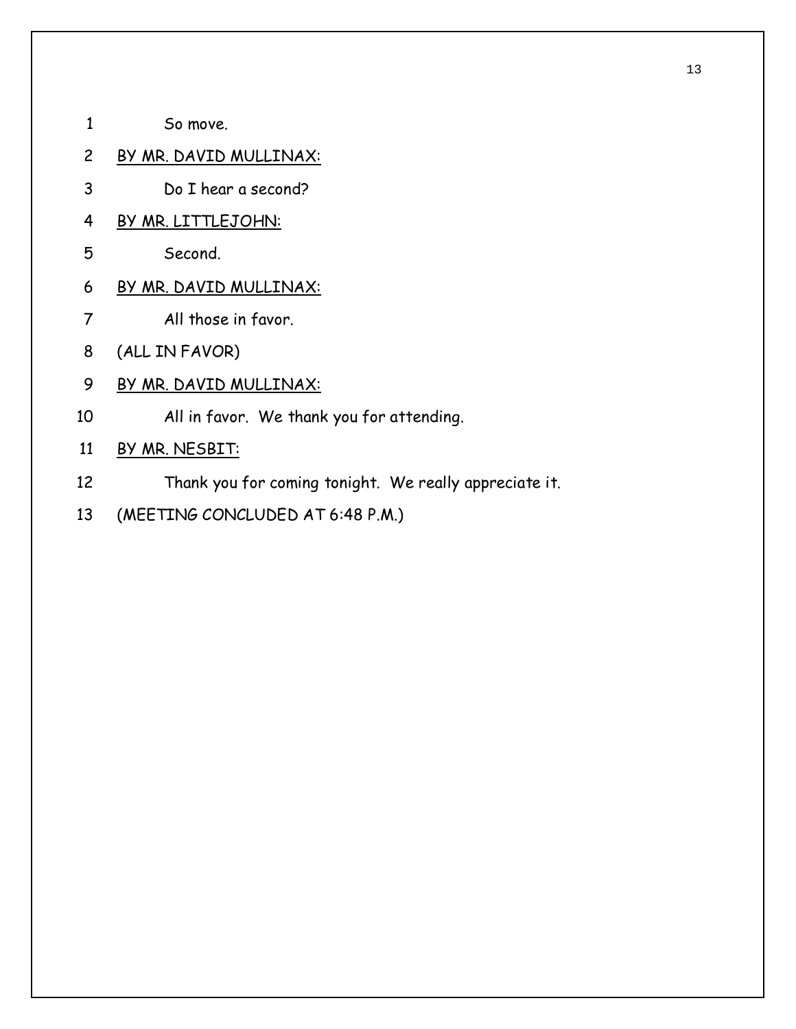1 So move.

2 BY MR. DAVID MULLINAX:

3 Do I hear a second?

4 BY MR. LITTLEJOHN:

5 Second.

6 BY MR. DAVID MULLINAX:

7 All those in favor.

8 (ALL IN FAVOR)

9 BY MR. DAVID MULLINAX:

10 All in favor. We thank you for attending.

11 BY MR. NESBIT:

12 Thank you for coming tonight. We really appreciate it.

13 (MEETING CONCLUDED AT 6:48 P.M.)